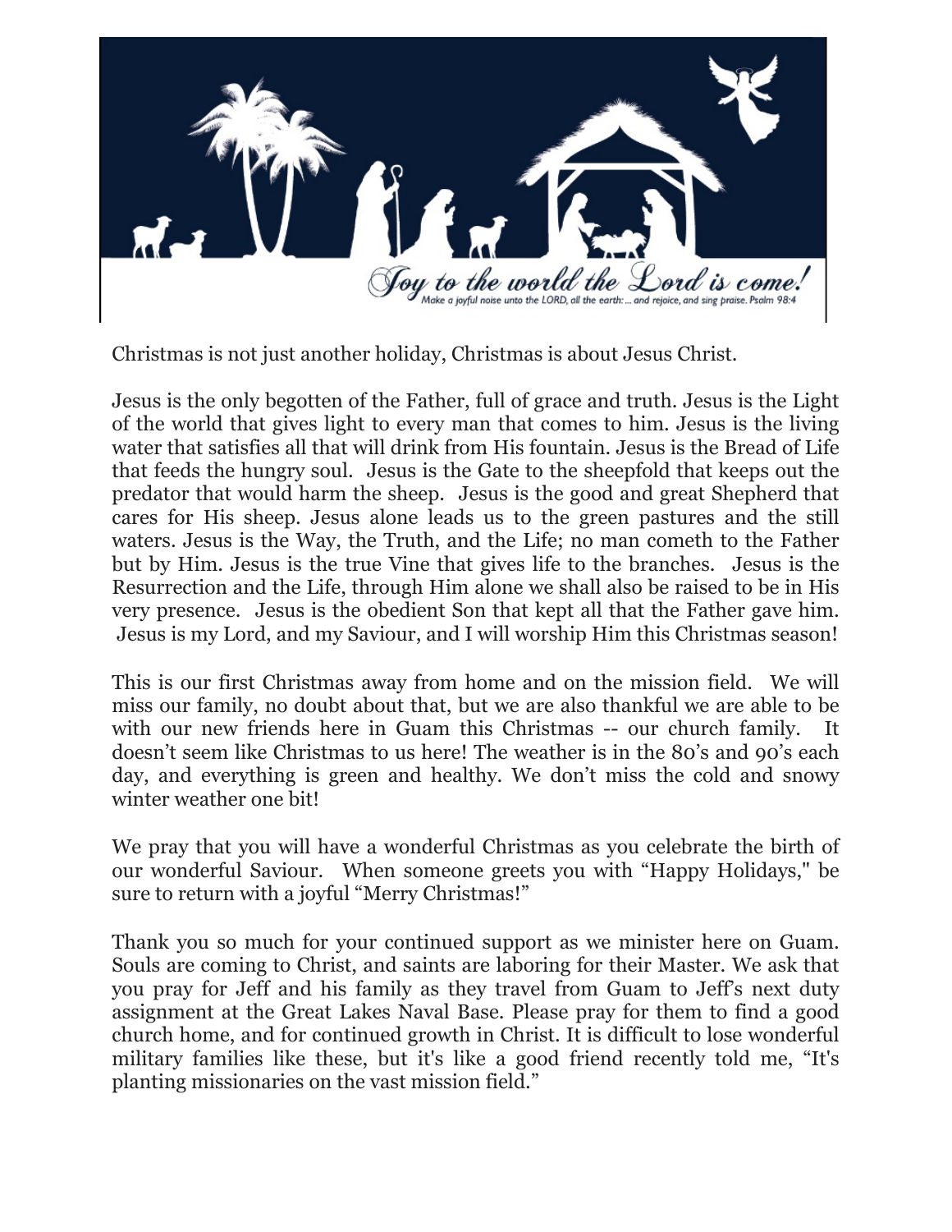*Joy to the world the Lord is come!*

*Make a joyful noise unto the LORD, all the earth: ... and rejoice, and sing praise. Psalm 98:4*

Christmas is not just another holiday, Christmas is about Jesus Christ.

Jesus is the only begotten of the Father, full of grace and truth. Jesus is the Light of the world that gives light to every man that comes to him. Jesus is the living water that satisfies all that will drink from His fountain. Jesus is the Bread of Life that feeds the hungry soul. Jesus is the Gate to the sheepfold that keeps out the predator that would harm the sheep. Jesus is the good and great Shepherd that cares for His sheep. Jesus alone leads us to the green pastures and the still waters. Jesus is the Way, the Truth, and the Life; no man cometh to the Father but by Him. Jesus is the true Vine that gives life to the branches. Jesus is the Resurrection and the Life, through Him alone we shall also be raised to be in His very presence. Jesus is the obedient Son that kept all that the Father gave him. Jesus is my Lord, and my Saviour, and I will worship Him this Christmas season!

This is our first Christmas away from home and on the mission field. We will miss our family, no doubt about that, but we are also thankful we are able to be with our new friends here in Guam this Christmas -- our church family. It doesn't seem like Christmas to us here! The weather is in the 80's and 90's each day, and everything is green and healthy. We don't miss the cold and snowy winter weather one bit!

We pray that you will have a wonderful Christmas as you celebrate the birth of our wonderful Saviour. When someone greets you with "Happy Holidays," be sure to return with a joyful "Merry Christmas!"

Thank you so much for your continued support as we minister here on Guam. Souls are coming to Christ, and saints are laboring for their Master. We ask that you pray for Jeff and his family as they travel from Guam to Jeff's next duty assignment at the Great Lakes Naval Base. Please pray for them to find a good church home, and for continued growth in Christ. It is difficult to lose wonderful military families like these, but it's like a good friend recently told me, "It's planting missionaries on the vast mission field."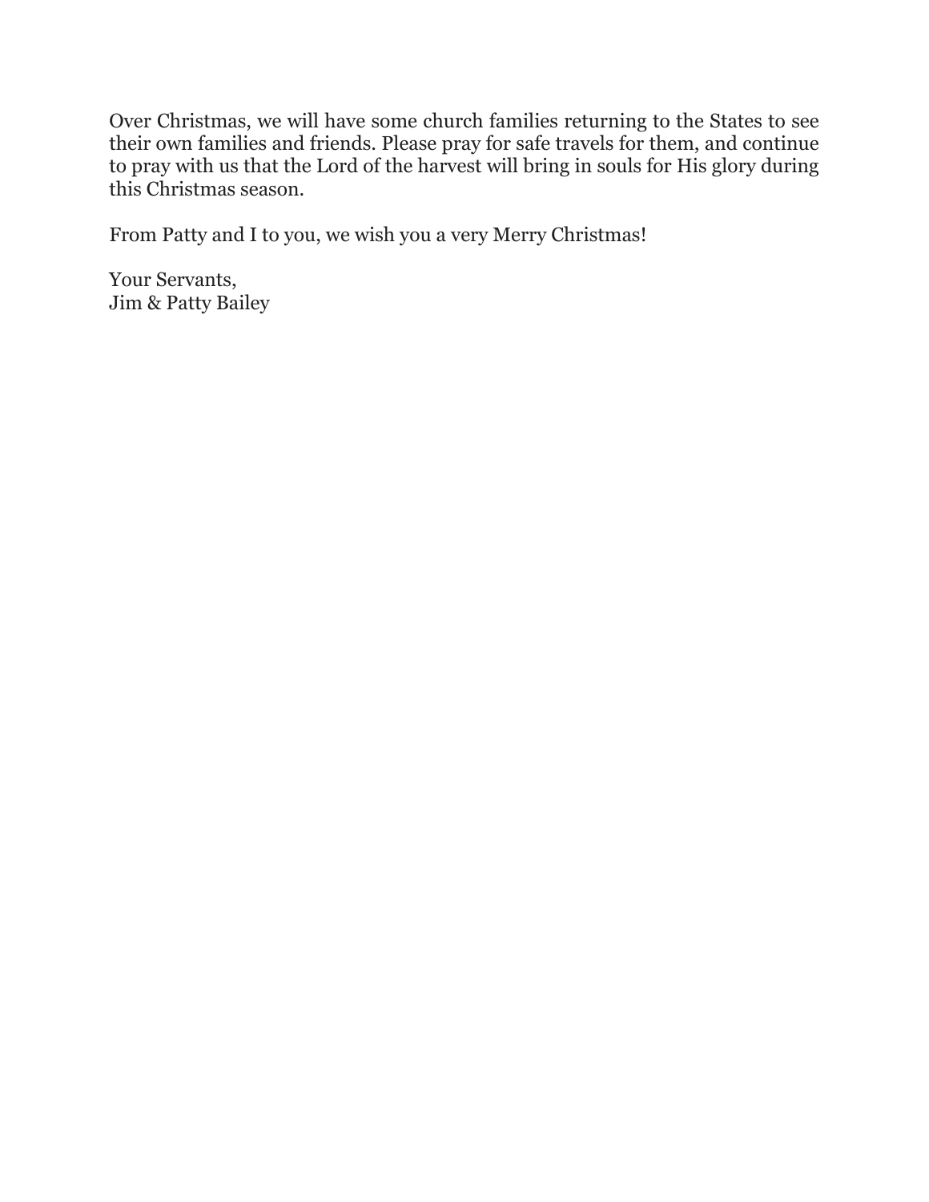Over Christmas, we will have some church families returning to the States to see their own families and friends. Please pray for safe travels for them, and continue to pray with us that the Lord of the harvest will bring in souls for His glory during this Christmas season.

From Patty and I to you, we wish you a very Merry Christmas!

Your Servants,
Jim & Patty Bailey